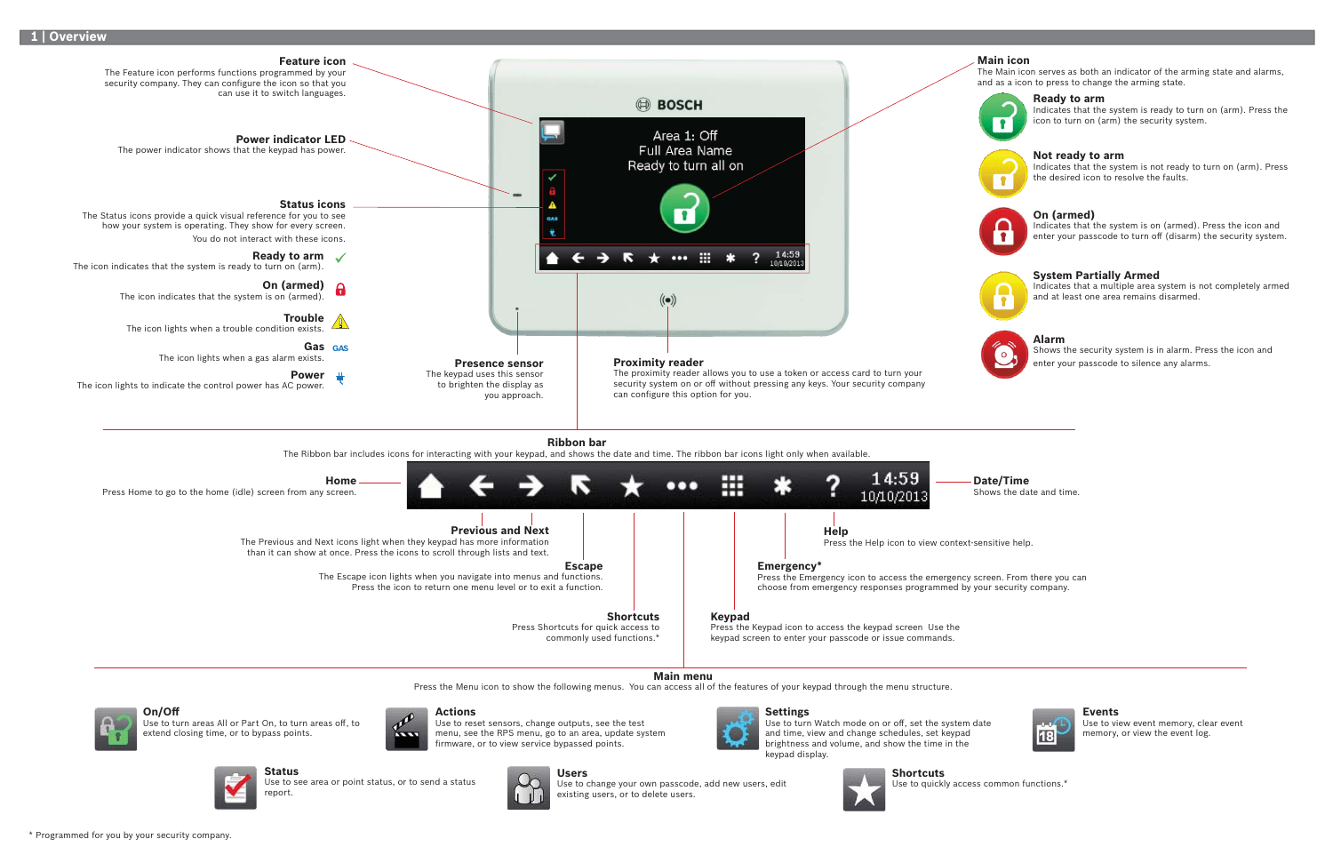# 1 | Overview

### Feature icon
The Feature icon performs functions programmed by your security company. They can configure the icon so that you can use it to switch languages.

### Power indicator LED
The power indicator shows that the keypad has power.

### Status icons
The Status icons provide a quick visual reference for you to see how your system is operating. They show for every screen.

You do not interact with these icons.

**Ready to arm**
The icon indicates that the system is ready to turn on (arm).

**On (armed)**
The icon indicates that the system is on (armed).

**Trouble**
The icon lights when a trouble condition exists.

**Gas**
The icon lights when a gas alarm exists.

**Power**
The icon lights to indicate the control power has AC power.

BOSCH

Area 1: Off
Full Area Name
Ready to turn all on

14:59
10/10/2013

### Presence sensor
The keypad uses this sensor to brighten the display as you approach.

### Proximity reader
The proximity reader allows you to use a token or access card to turn your security system on or off without pressing any keys. Your security company can configure this option for you.

### Main icon
The Main icon serves as both an indicator of the arming state and alarms, and as a icon to press to change the arming state.

**Ready to arm**
Indicates that the system is ready to turn on (arm). Press the icon to turn on (arm) the security system.

**Not ready to arm**
Indicates that the system is not ready to turn on (arm). Press the desired icon to resolve the faults.

**On (armed)**
Indicates that the system is on (armed). Press the icon and enter your passcode to turn off (disarm) the security system.

**System Partially Armed**
Indicates that a multiple area system is not completely armed and at least one area remains disarmed.

**Alarm**
Shows the security system is in alarm. Press the icon and enter your passcode to silence any alarms.

## Ribbon bar
The Ribbon bar includes icons for interacting with your keypad, and shows the date and time. The ribbon bar icons light only when available.

14:59
10/10/2013

**Home**
Press Home to go to the home (idle) screen from any screen.

**Date/Time**
Shows the date and time.

**Previous and Next**
The Previous and Next icons light when they keypad has more information than it can show at once. Press the icons to scroll through lists and text.

**Escape**
The Escape icon lights when you navigate into menus and functions. Press the icon to return one menu level or to exit a function.

**Shortcuts**
Press Shortcuts for quick access to commonly used functions.*

**Keypad**
Press the Keypad icon to access the keypad screen Use the keypad screen to enter your passcode or issue commands.

**Emergency***
Press the Emergency icon to access the emergency screen. From there you can choose from emergency responses programmed by your security company.

**Help**
Press the Help icon to view context-sensitive help.

## Main menu
Press the Menu icon to show the following menus. You can access all of the features of your keypad through the menu structure.

**On/Off**
Use to turn areas All or Part On, to turn areas off, to extend closing time, or to bypass points.

**Actions**
Use to reset sensors, change outputs, see the test menu, see the RPS menu, go to an area, update system firmware, or to view service bypassed points.

**Settings**
Use to turn Watch mode on or off, set the system date and time, view and change schedules, set keypad brightness and volume, and show the time in the keypad display.

**Events**
Use to view event memory, clear event memory, or view the event log.

**Status**
Use to see area or point status, or to send a status report.

**Users**
Use to change your own passcode, add new users, edit existing users, or to delete users.

**Shortcuts**
Use to quickly access common functions.*

* Programmed for you by your security company.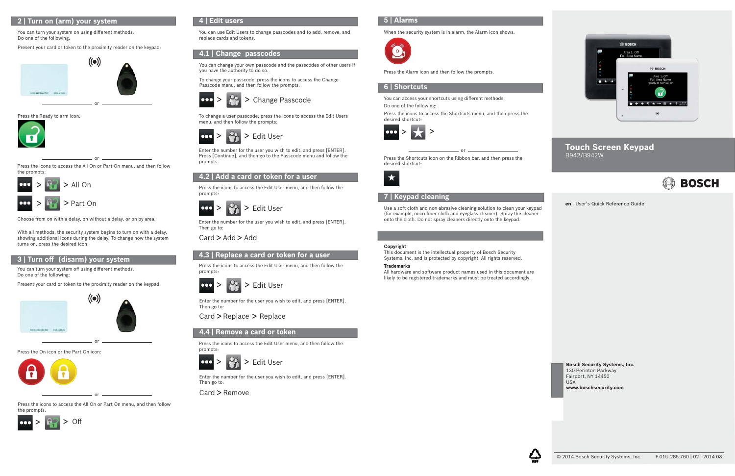## 2 | Turn on (arm) your system

You can turn your system on using different methods.
Do one of the following:

Present your card or token to the proximity reader on the keypad:

or

Press the Ready to arm icon:

or

Press the icons to access the All On or Part On menu, and then follow the prompts:

> All On

> Part On

Choose from on with a delay, on without a delay, or on by area.

With all methods, the security system begins to turn on with a delay, showing additional icons during the delay. To change how the system turns on, press the desired icon.

## 3 | Turn off (disarm) your system

You can turn your system off using different methods.
Do one of the following:

Present your card or token to the proximity reader on the keypad:

or

Press the On icon or the Part On icon:

or

Press the icons to access the All On or Part On menu, and then follow the prompts:

> Off

## 4 | Edit users

You can use Edit Users to change passcodes and to add, remove, and replace cards and tokens.

## 4.1 | Change passcodes

You can change your own passcode and the passcodes of other users if you have the authority to do so.

To change your passcode, press the icons to access the Change Passcode menu, and then follow the prompts:

> Change Passcode

To change a user passcode, press the icons to access the Edit Users menu, and then follow the prompts:

> Edit User

Enter the number for the user you wish to edit, and press [ENTER]. Press [Continue], and then go to the Passcode menu and follow the prompts.

## 4.2 | Add a card or token for a user

Press the icons to access the Edit User menu, and then follow the prompts:

> Edit User

Enter the number for the user you wish to edit, and press [ENTER]. Then go to:

Card > Add > Add

## 4.3 | Replace a card or token for a user

Press the icons to access the Edit User menu, and then follow the prompts:

> Edit User

Enter the number for the user you wish to edit, and press [ENTER]. Then go to:

Card > Replace > Replace

## 4.4 | Remove a card or token

Press the icons to access the Edit User menu, and then follow the prompts:

> Edit User

Enter the number for the user you wish to edit, and press [ENTER]. Then go to:

Card > Remove

## 5 | Alarms

When the security system is in alarm, the Alarm icon shows.

Press the Alarm icon and then follow the prompts.

## 6 | Shortcuts

You can access your shortcuts using different methods.
Do one of the following:

Press the icons to access the Shortcuts menu, and then press the desired shortcut:

or

Press the Shortcuts icon on the Ribbon bar, and then press the desired shortcut:

## 7 | Keypad cleaning

Use a soft cloth and non-abrasive cleaning solution to clean your keypad (for example, microfiber cloth and eyeglass cleaner). Spray the cleaner onto the cloth. Do not spray cleaners directly onto the keypad.

**Copyright**
This document is the intellectual property of Bosch Security Systems, Inc. and is protected by copyright. All rights reserved.

**Trademarks**
All hardware and software product names used in this document are likely to be registered trademarks and must be treated accordingly.

# Touch Screen Keypad

B942/B942W

BOSCH

**en** User's Quick Reference Guide

**Bosch Security Systems, Inc.**
130 Perinton Parkway
Fairport, NY 14450
USA
**www.boschsecurity.com**

© 2014 Bosch Security Systems, Inc. F.01U.285.760 | 02 | 2014.03